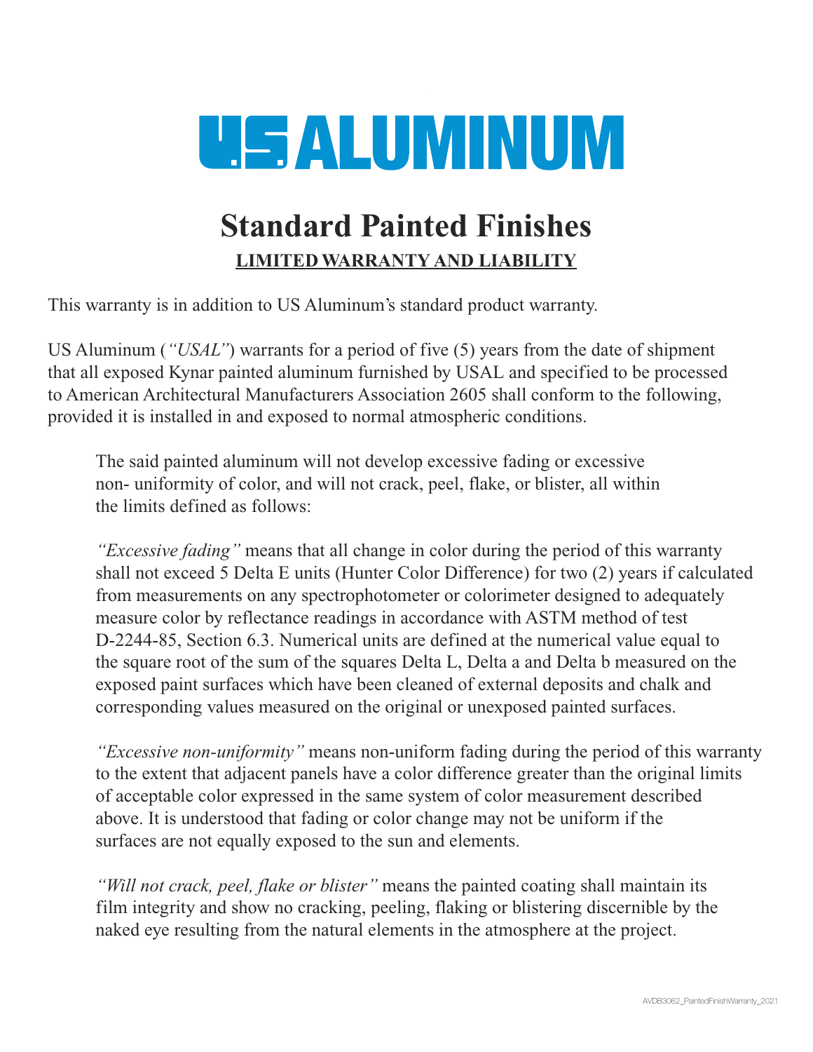# US ALUMINUM

## Standard Painted Finishes

**LIMITED WARRANTY AND LIABILITY**

This warranty is in addition to US Aluminum's standard product warranty.

US Aluminum (*"USAL"*) warrants for a period of five (5) years from the date of shipment that all exposed Kynar painted aluminum furnished by USAL and specified to be processed to American Architectural Manufacturers Association 2605 shall conform to the following, provided it is installed in and exposed to normal atmospheric conditions.

> The said painted aluminum will not develop excessive fading or excessive non- uniformity of color, and will not crack, peel, flake, or blister, all within the limits defined as follows:
>
> *"Excessive fading"* means that all change in color during the period of this warranty shall not exceed 5 Delta E units (Hunter Color Difference) for two (2) years if calculated from measurements on any spectrophotometer or colorimeter designed to adequately measure color by reflectance readings in accordance with ASTM method of test D-2244-85, Section 6.3. Numerical units are defined at the numerical value equal to the square root of the sum of the squares Delta L, Delta a and Delta b measured on the exposed paint surfaces which have been cleaned of external deposits and chalk and corresponding values measured on the original or unexposed painted surfaces.
>
> *"Excessive non-uniformity"* means non-uniform fading during the period of this warranty to the extent that adjacent panels have a color difference greater than the original limits of acceptable color expressed in the same system of color measurement described above. It is understood that fading or color change may not be uniform if the surfaces are not equally exposed to the sun and elements.
>
> *"Will not crack, peel, flake or blister"* means the painted coating shall maintain its film integrity and show no cracking, peeling, flaking or blistering discernible by the naked eye resulting from the natural elements in the atmosphere at the project.

AVDB3062_PaintedFinishWarranty_2021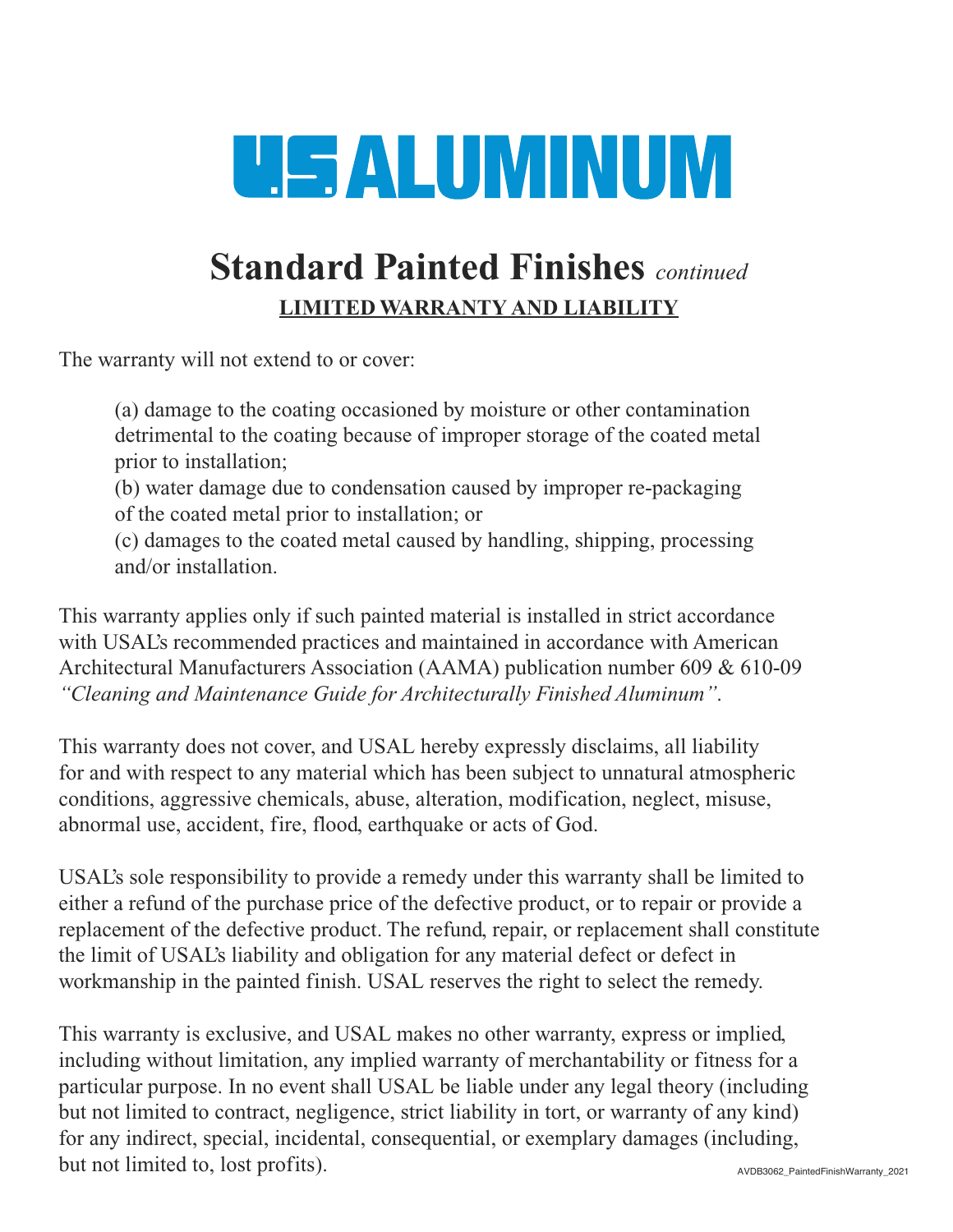# U.S. ALUMINUM

## Standard Painted Finishes *continued*

**LIMITED WARRANTY AND LIABILITY**

The warranty will not extend to or cover:

(a) damage to the coating occasioned by moisture or other contamination detrimental to the coating because of improper storage of the coated metal prior to installation;
(b) water damage due to condensation caused by improper re-packaging of the coated metal prior to installation; or
(c) damages to the coated metal caused by handling, shipping, processing and/or installation.

This warranty applies only if such painted material is installed in strict accordance with USAL's recommended practices and maintained in accordance with American Architectural Manufacturers Association (AAMA) publication number 609 & 610-09 *"Cleaning and Maintenance Guide for Architecturally Finished Aluminum"*.

This warranty does not cover, and USAL hereby expressly disclaims, all liability for and with respect to any material which has been subject to unnatural atmospheric conditions, aggressive chemicals, abuse, alteration, modification, neglect, misuse, abnormal use, accident, fire, flood, earthquake or acts of God.

USAL's sole responsibility to provide a remedy under this warranty shall be limited to either a refund of the purchase price of the defective product, or to repair or provide a replacement of the defective product. The refund, repair, or replacement shall constitute the limit of USAL's liability and obligation for any material defect or defect in workmanship in the painted finish. USAL reserves the right to select the remedy.

This warranty is exclusive, and USAL makes no other warranty, express or implied, including without limitation, any implied warranty of merchantability or fitness for a particular purpose. In no event shall USAL be liable under any legal theory (including but not limited to contract, negligence, strict liability in tort, or warranty of any kind) for any indirect, special, incidental, consequential, or exemplary damages (including, but not limited to, lost profits).

AVDB3062_PaintedFinishWarranty_2021